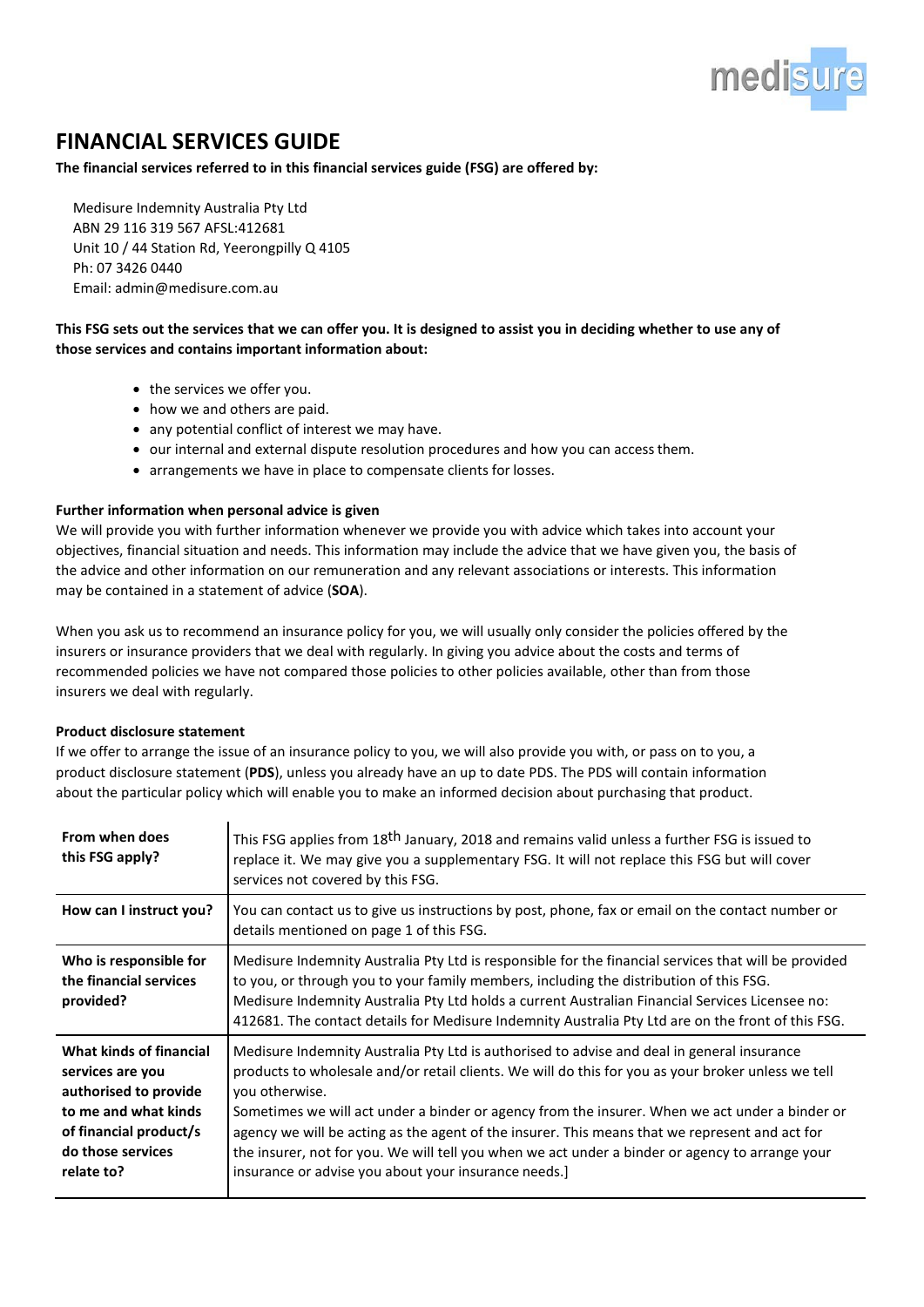medisure

# FINANCIAL SERVICES GUIDE

**The financial services referred to in this financial services guide (FSG) are offered by:**

Medisure Indemnity Australia Pty Ltd
ABN 29 116 319 567 AFSL:412681
Unit 10 / 44 Station Rd, Yeerongpilly Q 4105
Ph: 07 3426 0440
Email: admin@medisure.com.au

**This FSG sets out the services that we can offer you. It is designed to assist you in deciding whether to use any of those services and contains important information about:**

- the services we offer you.
- how we and others are paid.
- any potential conflict of interest we may have.
- our internal and external dispute resolution procedures and how you can access them.
- arrangements we have in place to compensate clients for losses.

**Further information when personal advice is given**

We will provide you with further information whenever we provide you with advice which takes into account your objectives, financial situation and needs. This information may include the advice that we have given you, the basis of the advice and other information on our remuneration and any relevant associations or interests. This information may be contained in a statement of advice (**SOA**).

When you ask us to recommend an insurance policy for you, we will usually only consider the policies offered by the insurers or insurance providers that we deal with regularly. In giving you advice about the costs and terms of recommended policies we have not compared those policies to other policies available, other than from those insurers we deal with regularly.

**Product disclosure statement**

If we offer to arrange the issue of an insurance policy to you, we will also provide you with, or pass on to you, a product disclosure statement (**PDS**), unless you already have an up to date PDS. The PDS will contain information about the particular policy which will enable you to make an informed decision about purchasing that product.

| | |
|---|---|
| **From when does this FSG apply?** | This FSG applies from 18th January, 2018 and remains valid unless a further FSG is issued to replace it. We may give you a supplementary FSG. It will not replace this FSG but will cover services not covered by this FSG. |
| **How can I instruct you?** | You can contact us to give us instructions by post, phone, fax or email on the contact number or details mentioned on page 1 of this FSG. |
| **Who is responsible for the financial services provided?** | Medisure Indemnity Australia Pty Ltd is responsible for the financial services that will be provided to you, or through you to your family members, including the distribution of this FSG. Medisure Indemnity Australia Pty Ltd holds a current Australian Financial Services Licensee no: 412681. The contact details for Medisure Indemnity Australia Pty Ltd are on the front of this FSG. |
| **What kinds of financial services are you authorised to provide to me and what kinds of financial product/s do those services relate to?** | Medisure Indemnity Australia Pty Ltd is authorised to advise and deal in general insurance products to wholesale and/or retail clients. We will do this for you as your broker unless we tell you otherwise. Sometimes we will act under a binder or agency from the insurer. When we act under a binder or agency we will be acting as the agent of the insurer. This means that we represent and act for the insurer, not for you. We will tell you when we act under a binder or agency to arrange your insurance or advise you about your insurance needs.] |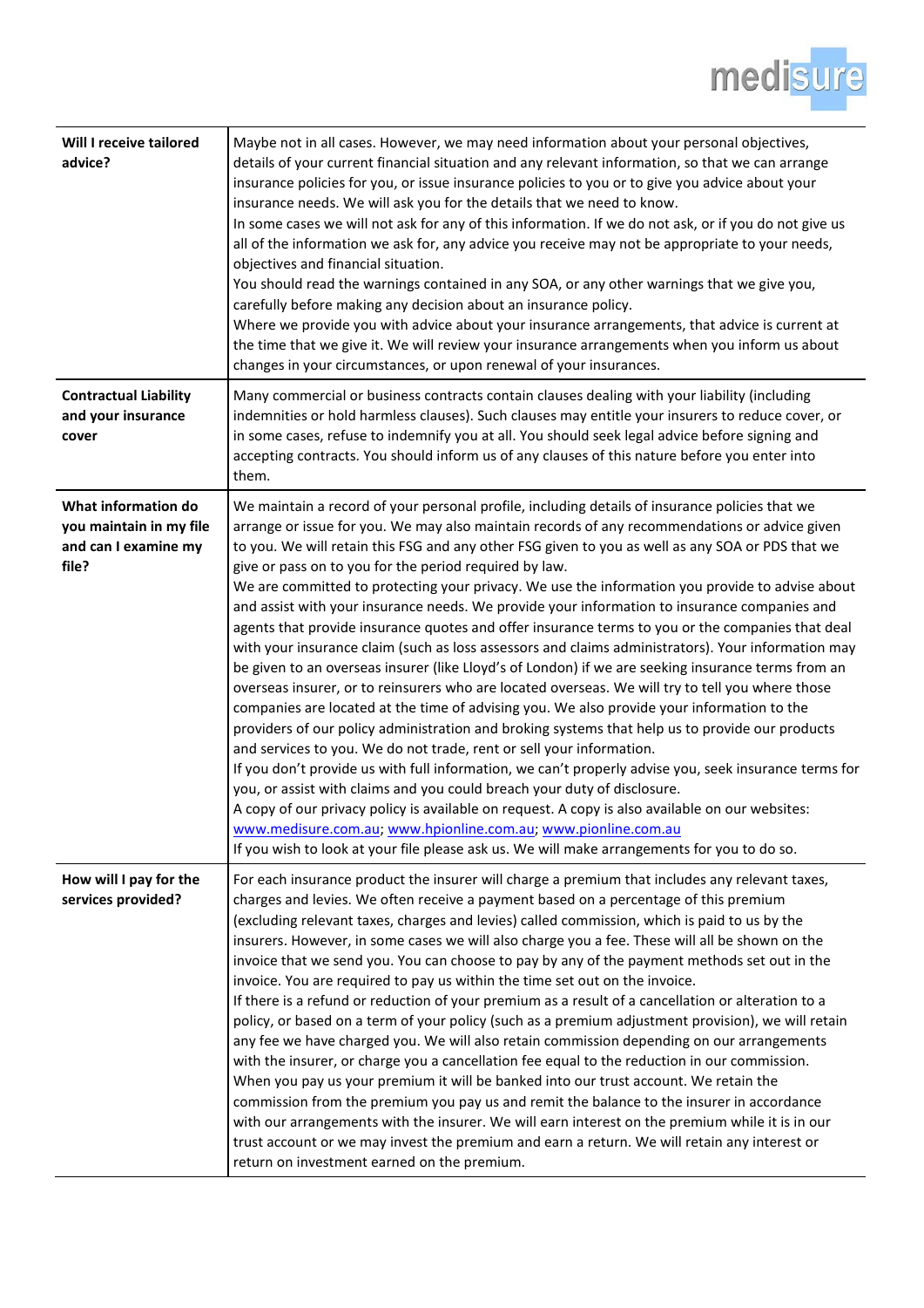| **Will I receive tailored advice?** | Maybe not in all cases. However, we may need information about your personal objectives, details of your current financial situation and any relevant information, so that we can arrange insurance policies for you, or issue insurance policies to you or to give you advice about your insurance needs. We will ask you for the details that we need to know.<br>In some cases we will not ask for any of this information. If we do not ask, or if you do not give us all of the information we ask for, any advice you receive may not be appropriate to your needs, objectives and financial situation.<br>You should read the warnings contained in any SOA, or any other warnings that we give you, carefully before making any decision about an insurance policy.<br>Where we provide you with advice about your insurance arrangements, that advice is current at the time that we give it. We will review your insurance arrangements when you inform us about changes in your circumstances, or upon renewal of your insurances. |
|---|---|
| **Contractual Liability and your insurance cover** | Many commercial or business contracts contain clauses dealing with your liability (including indemnities or hold harmless clauses). Such clauses may entitle your insurers to reduce cover, or in some cases, refuse to indemnify you at all. You should seek legal advice before signing and accepting contracts. You should inform us of any clauses of this nature before you enter into them. |
| **What information do you maintain in my file and can I examine my file?** | We maintain a record of your personal profile, including details of insurance policies that we arrange or issue for you. We may also maintain records of any recommendations or advice given to you. We will retain this FSG and any other FSG given to you as well as any SOA or PDS that we give or pass on to you for the period required by law.<br>We are committed to protecting your privacy. We use the information you provide to advise about and assist with your insurance needs. We provide your information to insurance companies and agents that provide insurance quotes and offer insurance terms to you or the companies that deal with your insurance claim (such as loss assessors and claims administrators). Your information may be given to an overseas insurer (like Lloyd's of London) if we are seeking insurance terms from an overseas insurer, or to reinsurers who are located overseas. We will try to tell you where those companies are located at the time of advising you. We also provide your information to the providers of our policy administration and broking systems that help us to provide our products and services to you. We do not trade, rent or sell your information.<br>If you don't provide us with full information, we can't properly advise you, seek insurance terms for you, or assist with claims and you could breach your duty of disclosure.<br>A copy of our privacy policy is available on request. A copy is also available on our websites: www.medisure.com.au; www.hpionline.com.au; www.pionline.com.au<br>If you wish to look at your file please ask us. We will make arrangements for you to do so. |
| **How will I pay for the services provided?** | For each insurance product the insurer will charge a premium that includes any relevant taxes, charges and levies. We often receive a payment based on a percentage of this premium (excluding relevant taxes, charges and levies) called commission, which is paid to us by the insurers. However, in some cases we will also charge you a fee. These will all be shown on the invoice that we send you. You can choose to pay by any of the payment methods set out in the invoice. You are required to pay us within the time set out on the invoice.<br>If there is a refund or reduction of your premium as a result of a cancellation or alteration to a policy, or based on a term of your policy (such as a premium adjustment provision), we will retain any fee we have charged you. We will also retain commission depending on our arrangements with the insurer, or charge you a cancellation fee equal to the reduction in our commission.<br>When you pay us your premium it will be banked into our trust account. We retain the commission from the premium you pay us and remit the balance to the insurer in accordance with our arrangements with the insurer. We will earn interest on the premium while it is in our trust account or we may invest the premium and earn a return. We will retain any interest or return on investment earned on the premium. |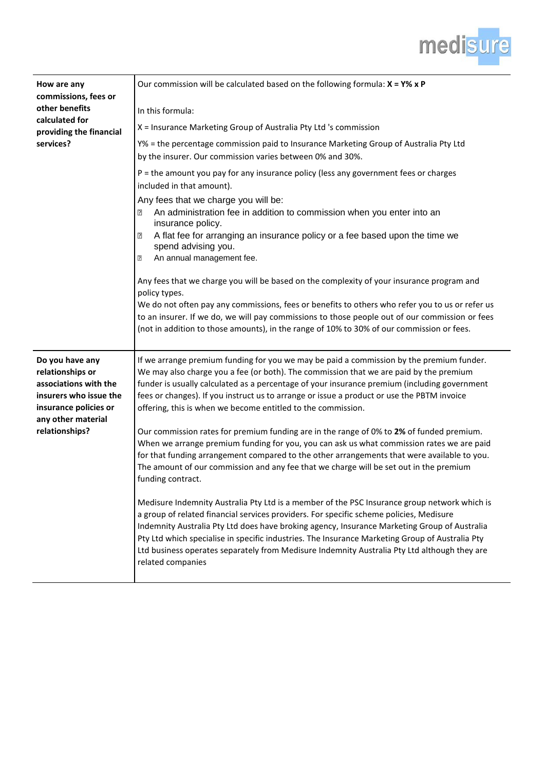| How are any commissions, fees or other benefits calculated for providing the financial services? | Our commission will be calculated based on the following formula: **X = Y% x P**<br><br>In this formula:<br>X = Insurance Marketing Group of Australia Pty Ltd 's commission<br>Y% = the percentage commission paid to Insurance Marketing Group of Australia Pty Ltd by the insurer. Our commission varies between 0% and 30%.<br>P = the amount you pay for any insurance policy (less any government fees or charges included in that amount).<br>Any fees that we charge you will be:<br>- An administration fee in addition to commission when you enter into an insurance policy.<br>- A flat fee for arranging an insurance policy or a fee based upon the time we spend advising you.<br>- An annual management fee.<br><br>Any fees that we charge you will be based on the complexity of your insurance program and policy types.<br>We do not often pay any commissions, fees or benefits to others who refer you to us or refer us to an insurer. If we do, we will pay commissions to those people out of our commission or fees (not in addition to those amounts), in the range of 10% to 30% of our commission or fees. |
|---|---|
| **Do you have any relationships or associations with the insurers who issue the insurance policies or any other material relationships?** | If we arrange premium funding for you we may be paid a commission by the premium funder. We may also charge you a fee (or both). The commission that we are paid by the premium funder is usually calculated as a percentage of your insurance premium (including government fees or changes). If you instruct us to arrange or issue a product or use the PBTM invoice offering, this is when we become entitled to the commission.<br><br>Our commission rates for premium funding are in the range of 0% to **2%** of funded premium. When we arrange premium funding for you, you can ask us what commission rates we are paid for that funding arrangement compared to the other arrangements that were available to you. The amount of our commission and any fee that we charge will be set out in the premium funding contract.<br><br>Medisure Indemnity Australia Pty Ltd is a member of the PSC Insurance group network which is a group of related financial services providers. For specific scheme policies, Medisure Indemnity Australia Pty Ltd does have broking agency, Insurance Marketing Group of Australia Pty Ltd which specialise in specific industries. The Insurance Marketing Group of Australia Pty Ltd business operates separately from Medisure Indemnity Australia Pty Ltd although they are related companies |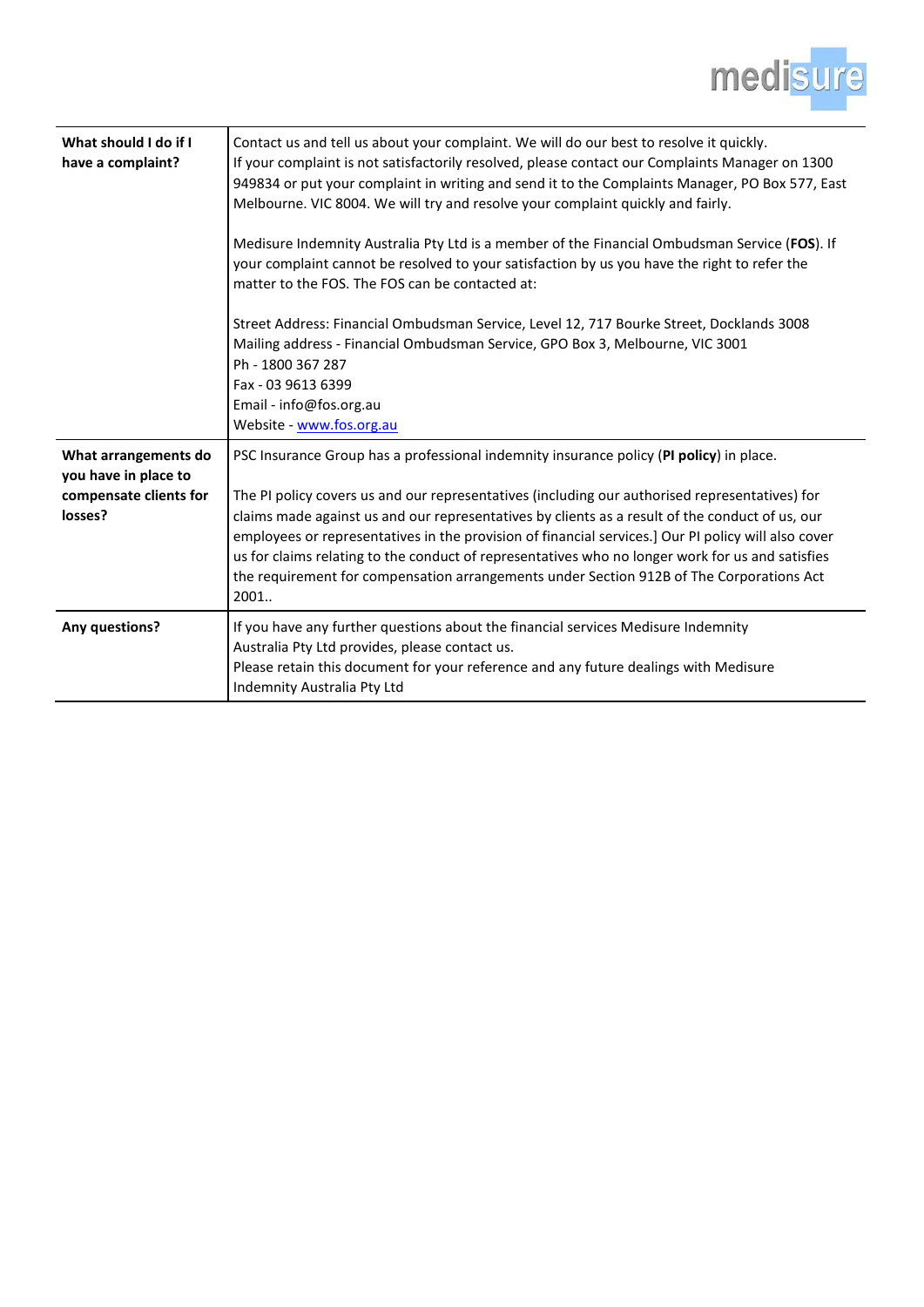| | |
|---|---|
| **What should I do if I have a complaint?** | Contact us and tell us about your complaint. We will do our best to resolve it quickly.<br>If your complaint is not satisfactorily resolved, please contact our Complaints Manager on 1300 949834 or put your complaint in writing and send it to the Complaints Manager, PO Box 577, East Melbourne. VIC 8004. We will try and resolve your complaint quickly and fairly.<br><br>Medisure Indemnity Australia Pty Ltd is a member of the Financial Ombudsman Service (**FOS**). If your complaint cannot be resolved to your satisfaction by us you have the right to refer the matter to the FOS. The FOS can be contacted at:<br><br>Street Address: Financial Ombudsman Service, Level 12, 717 Bourke Street, Docklands 3008<br>Mailing address - Financial Ombudsman Service, GPO Box 3, Melbourne, VIC 3001<br>Ph - 1800 367 287<br>Fax - 03 9613 6399<br>Email - info@fos.org.au<br>Website - www.fos.org.au |
| **What arrangements do you have in place to compensate clients for losses?** | PSC Insurance Group has a professional indemnity insurance policy (**PI policy**) in place.<br><br>The PI policy covers us and our representatives (including our authorised representatives) for claims made against us and our representatives by clients as a result of the conduct of us, our employees or representatives in the provision of financial services.] Our PI policy will also cover us for claims relating to the conduct of representatives who no longer work for us and satisfies the requirement for compensation arrangements under Section 912B of The Corporations Act 2001.. |
| **Any questions?** | If you have any further questions about the financial services Medisure Indemnity Australia Pty Ltd provides, please contact us.<br>Please retain this document for your reference and any future dealings with Medisure Indemnity Australia Pty Ltd |